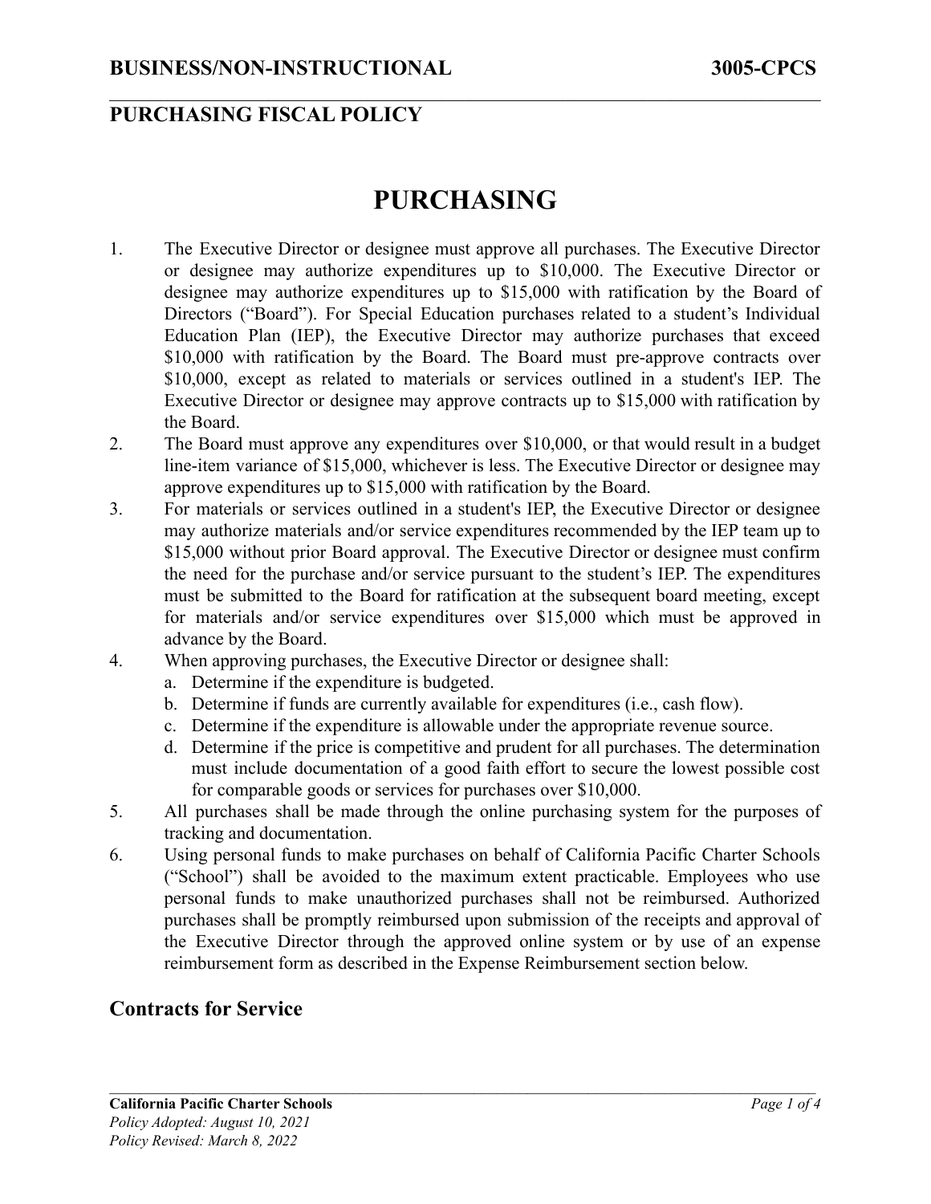**BUSINESS/NON-INSTRUCTIONAL** **3005-CPCS**

## PURCHASING FISCAL POLICY

# PURCHASING

1. The Executive Director or designee must approve all purchases. The Executive Director or designee may authorize expenditures up to $10,000. The Executive Director or designee may authorize expenditures up to $15,000 with ratification by the Board of Directors ("Board"). For Special Education purchases related to a student's Individual Education Plan (IEP), the Executive Director may authorize purchases that exceed $10,000 with ratification by the Board. The Board must pre-approve contracts over $10,000, except as related to materials or services outlined in a student's IEP. The Executive Director or designee may approve contracts up to $15,000 with ratification by the Board.
2. The Board must approve any expenditures over $10,000, or that would result in a budget line-item variance of $15,000, whichever is less. The Executive Director or designee may approve expenditures up to $15,000 with ratification by the Board.
3. For materials or services outlined in a student's IEP, the Executive Director or designee may authorize materials and/or service expenditures recommended by the IEP team up to $15,000 without prior Board approval. The Executive Director or designee must confirm the need for the purchase and/or service pursuant to the student's IEP. The expenditures must be submitted to the Board for ratification at the subsequent board meeting, except for materials and/or service expenditures over $15,000 which must be approved in advance by the Board.
4. When approving purchases, the Executive Director or designee shall:
   a. Determine if the expenditure is budgeted.
   b. Determine if funds are currently available for expenditures (i.e., cash flow).
   c. Determine if the expenditure is allowable under the appropriate revenue source.
   d. Determine if the price is competitive and prudent for all purchases. The determination must include documentation of a good faith effort to secure the lowest possible cost for comparable goods or services for purchases over $10,000.
5. All purchases shall be made through the online purchasing system for the purposes of tracking and documentation.
6. Using personal funds to make purchases on behalf of California Pacific Charter Schools ("School") shall be avoided to the maximum extent practicable. Employees who use personal funds to make unauthorized purchases shall not be reimbursed. Authorized purchases shall be promptly reimbursed upon submission of the receipts and approval of the Executive Director through the approved online system or by use of an expense reimbursement form as described in the Expense Reimbursement section below.

## Contracts for Service

**California Pacific Charter Schools**
*Policy Adopted: August 10, 2021*
*Policy Revised: March 8, 2022*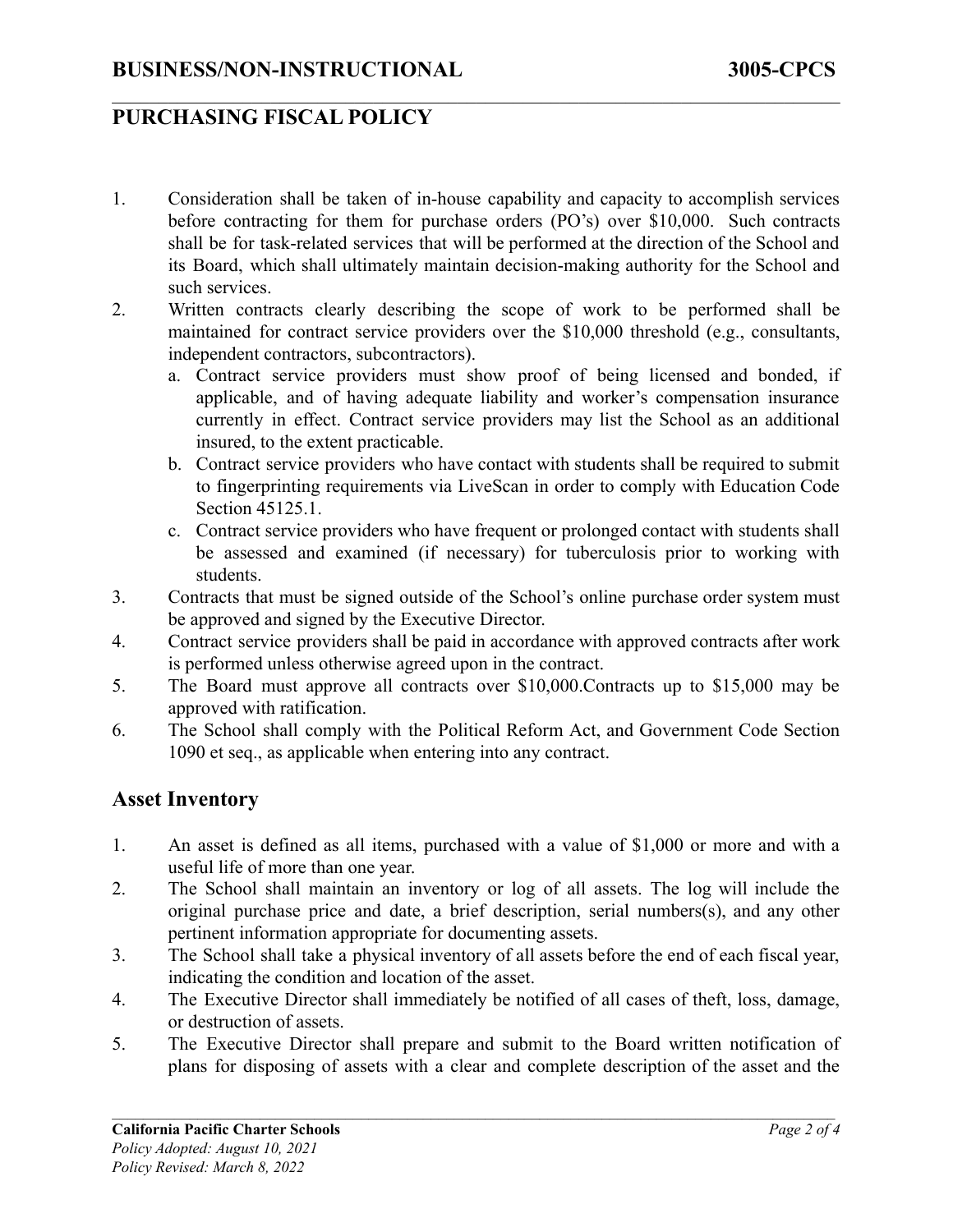1. Consideration shall be taken of in-house capability and capacity to accomplish services before contracting for them for purchase orders (PO's) over $10,000. Such contracts shall be for task-related services that will be performed at the direction of the School and its Board, which shall ultimately maintain decision-making authority for the School and such services.
2. Written contracts clearly describing the scope of work to be performed shall be maintained for contract service providers over the $10,000 threshold (e.g., consultants, independent contractors, subcontractors).
   a. Contract service providers must show proof of being licensed and bonded, if applicable, and of having adequate liability and worker's compensation insurance currently in effect. Contract service providers may list the School as an additional insured, to the extent practicable.
   b. Contract service providers who have contact with students shall be required to submit to fingerprinting requirements via LiveScan in order to comply with Education Code Section 45125.1.
   c. Contract service providers who have frequent or prolonged contact with students shall be assessed and examined (if necessary) for tuberculosis prior to working with students.
3. Contracts that must be signed outside of the School's online purchase order system must be approved and signed by the Executive Director.
4. Contract service providers shall be paid in accordance with approved contracts after work is performed unless otherwise agreed upon in the contract.
5. The Board must approve all contracts over $10,000.Contracts up to $15,000 may be approved with ratification.
6. The School shall comply with the Political Reform Act, and Government Code Section 1090 et seq., as applicable when entering into any contract.

## Asset Inventory

1. An asset is defined as all items, purchased with a value of $1,000 or more and with a useful life of more than one year.
2. The School shall maintain an inventory or log of all assets. The log will include the original purchase price and date, a brief description, serial numbers(s), and any other pertinent information appropriate for documenting assets.
3. The School shall take a physical inventory of all assets before the end of each fiscal year, indicating the condition and location of the asset.
4. The Executive Director shall immediately be notified of all cases of theft, loss, damage, or destruction of assets.
5. The Executive Director shall prepare and submit to the Board written notification of plans for disposing of assets with a clear and complete description of the asset and the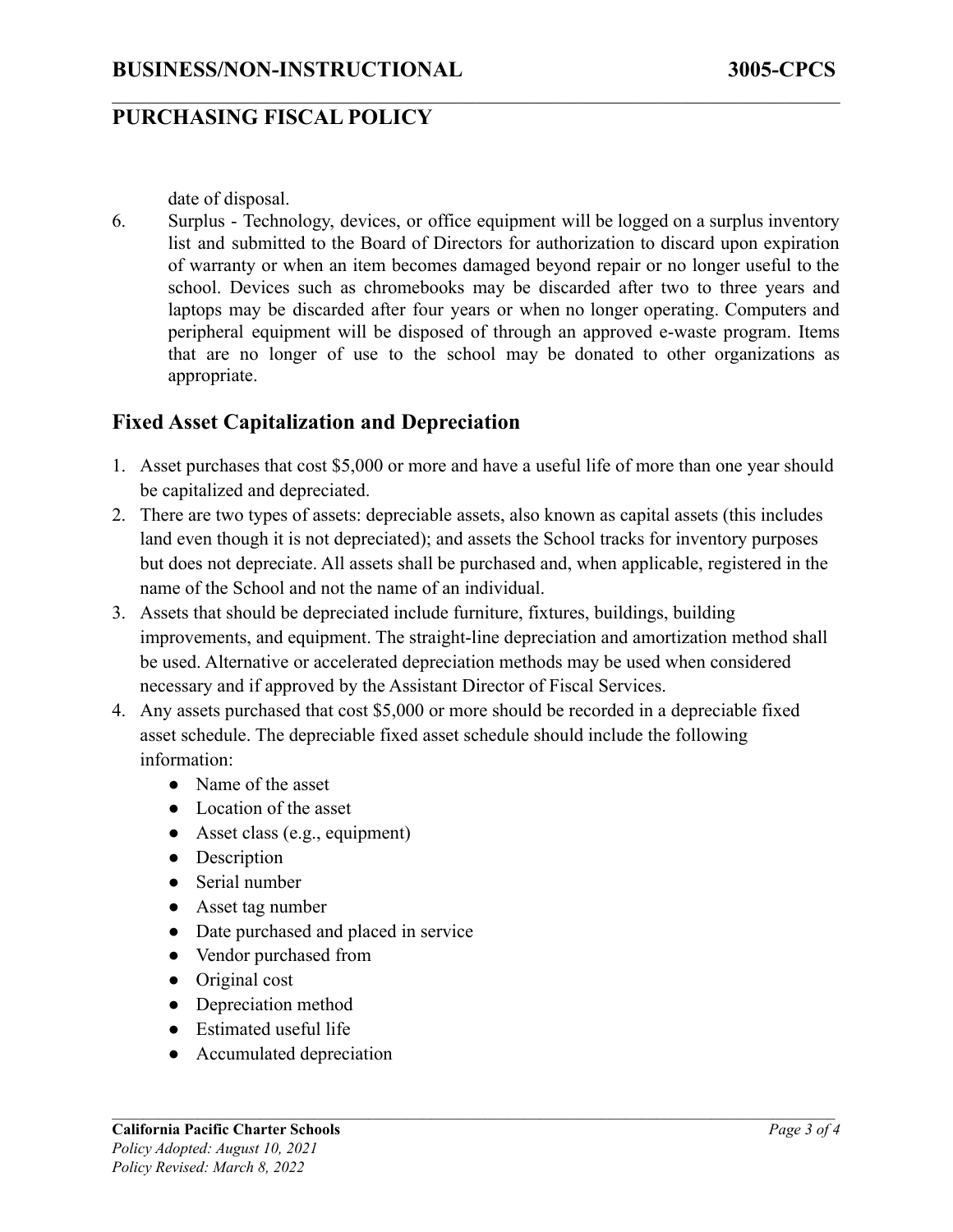date of disposal.

6. Surplus - Technology, devices, or office equipment will be logged on a surplus inventory list and submitted to the Board of Directors for authorization to discard upon expiration of warranty or when an item becomes damaged beyond repair or no longer useful to the school. Devices such as chromebooks may be discarded after two to three years and laptops may be discarded after four years or when no longer operating. Computers and peripheral equipment will be disposed of through an approved e-waste program. Items that are no longer of use to the school may be donated to other organizations as appropriate.

## Fixed Asset Capitalization and Depreciation

1. Asset purchases that cost $5,000 or more and have a useful life of more than one year should be capitalized and depreciated.
2. There are two types of assets: depreciable assets, also known as capital assets (this includes land even though it is not depreciated); and assets the School tracks for inventory purposes but does not depreciate. All assets shall be purchased and, when applicable, registered in the name of the School and not the name of an individual.
3. Assets that should be depreciated include furniture, fixtures, buildings, building improvements, and equipment. The straight-line depreciation and amortization method shall be used. Alternative or accelerated depreciation methods may be used when considered necessary and if approved by the Assistant Director of Fiscal Services.
4. Any assets purchased that cost $5,000 or more should be recorded in a depreciable fixed asset schedule. The depreciable fixed asset schedule should include the following information:
   - Name of the asset
   - Location of the asset
   - Asset class (e.g., equipment)
   - Description
   - Serial number
   - Asset tag number
   - Date purchased and placed in service
   - Vendor purchased from
   - Original cost
   - Depreciation method
   - Estimated useful life
   - Accumulated depreciation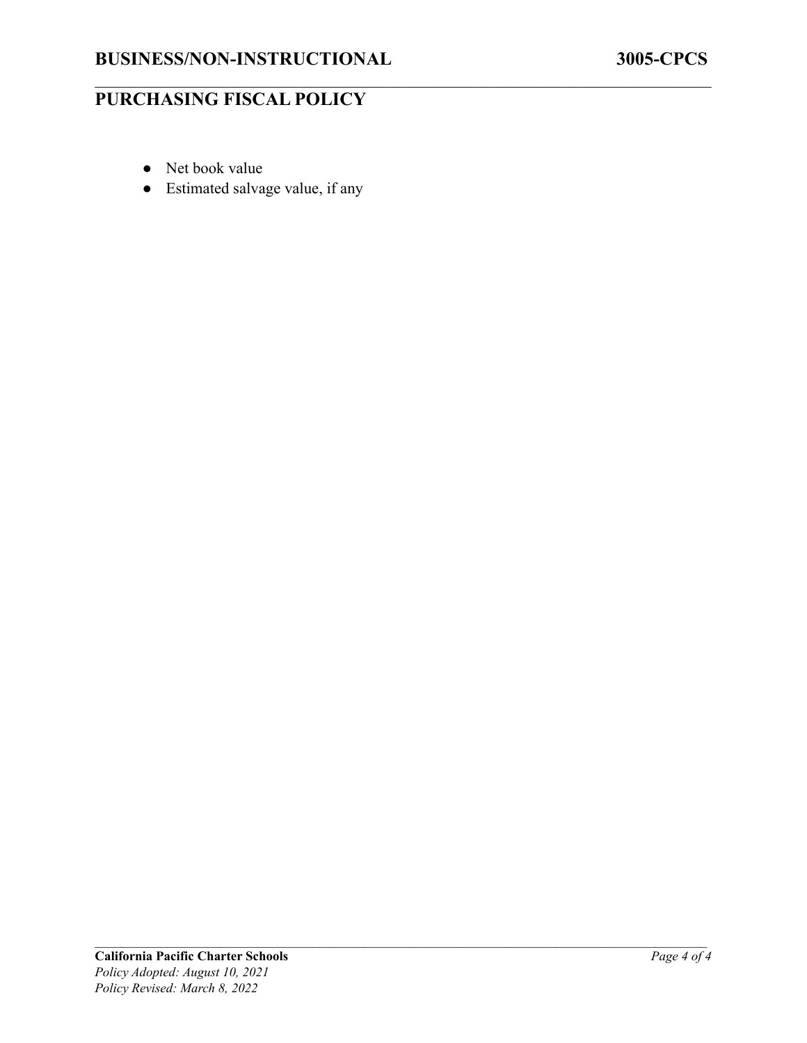- Net book value
- Estimated salvage value, if any